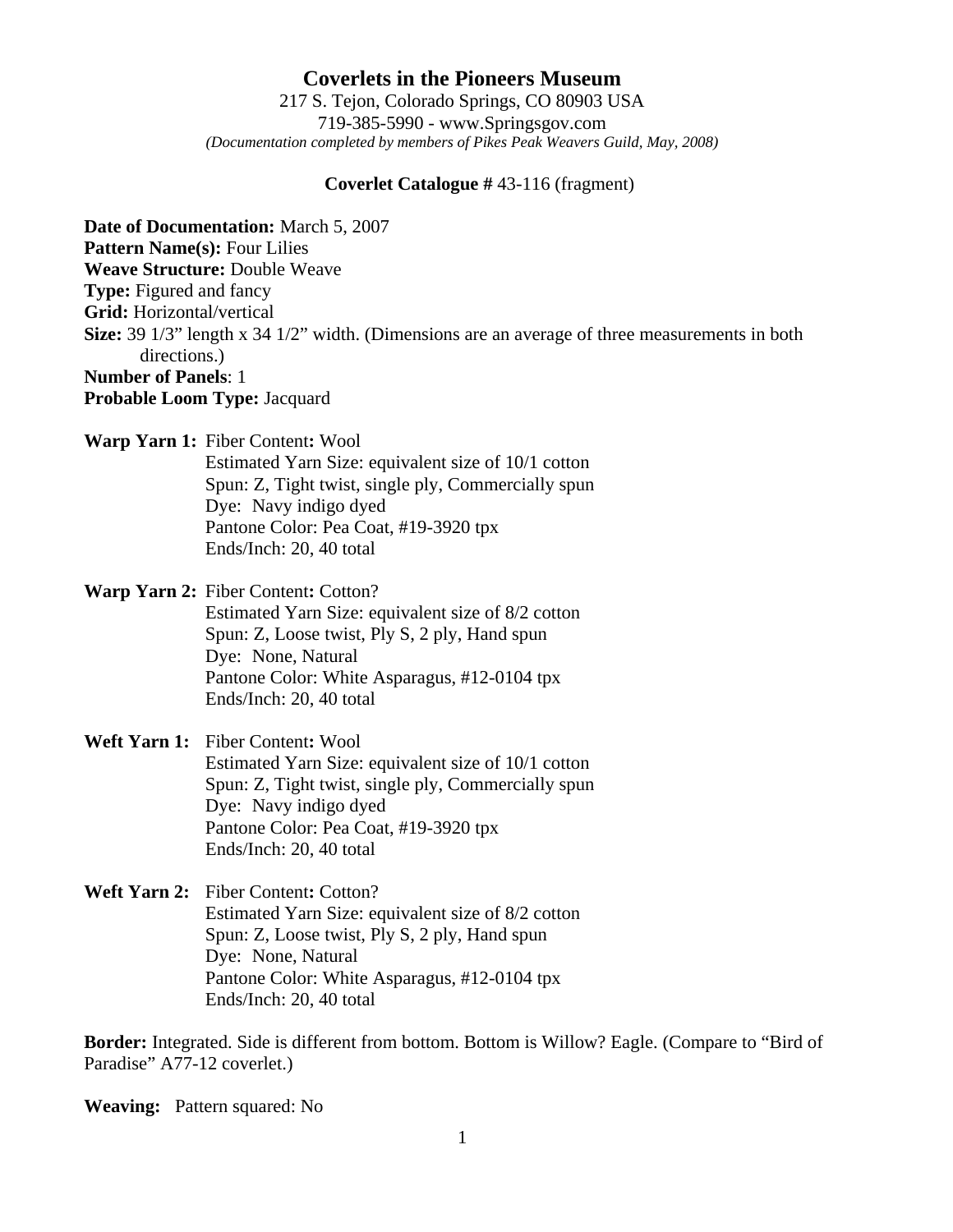# Coverlets in the Pioneers Museum

217 S. Tejon, Colorado Springs, CO 80903 USA
719-385-5990 - www.Springsgov.com
*(Documentation completed by members of Pikes Peak Weavers Guild, May, 2008)*

**Coverlet Catalogue #** 43-116 (fragment)

**Date of Documentation:** March 5, 2007
**Pattern Name(s):** Four Lilies
**Weave Structure:** Double Weave
**Type:** Figured and fancy
**Grid:** Horizontal/vertical
**Size:** 39 1/3" length x 34 1/2" width. (Dimensions are an average of three measurements in both directions.)
**Number of Panels**: 1
**Probable Loom Type:** Jacquard

**Warp Yarn 1:** Fiber Content**:** Wool
Estimated Yarn Size: equivalent size of 10/1 cotton
Spun: Z, Tight twist, single ply, Commercially spun
Dye: Navy indigo dyed
Pantone Color: Pea Coat, #19-3920 tpx
Ends/Inch: 20, 40 total

**Warp Yarn 2:** Fiber Content**:** Cotton?
Estimated Yarn Size: equivalent size of 8/2 cotton
Spun: Z, Loose twist, Ply S, 2 ply, Hand spun
Dye: None, Natural
Pantone Color: White Asparagus, #12-0104 tpx
Ends/Inch: 20, 40 total

**Weft Yarn 1:** Fiber Content**:** Wool
Estimated Yarn Size: equivalent size of 10/1 cotton
Spun: Z, Tight twist, single ply, Commercially spun
Dye: Navy indigo dyed
Pantone Color: Pea Coat, #19-3920 tpx
Ends/Inch: 20, 40 total

**Weft Yarn 2:** Fiber Content**:** Cotton?
Estimated Yarn Size: equivalent size of 8/2 cotton
Spun: Z, Loose twist, Ply S, 2 ply, Hand spun
Dye: None, Natural
Pantone Color: White Asparagus, #12-0104 tpx
Ends/Inch: 20, 40 total

**Border:** Integrated. Side is different from bottom. Bottom is Willow? Eagle. (Compare to "Bird of Paradise" A77-12 coverlet.)

**Weaving:** Pattern squared: No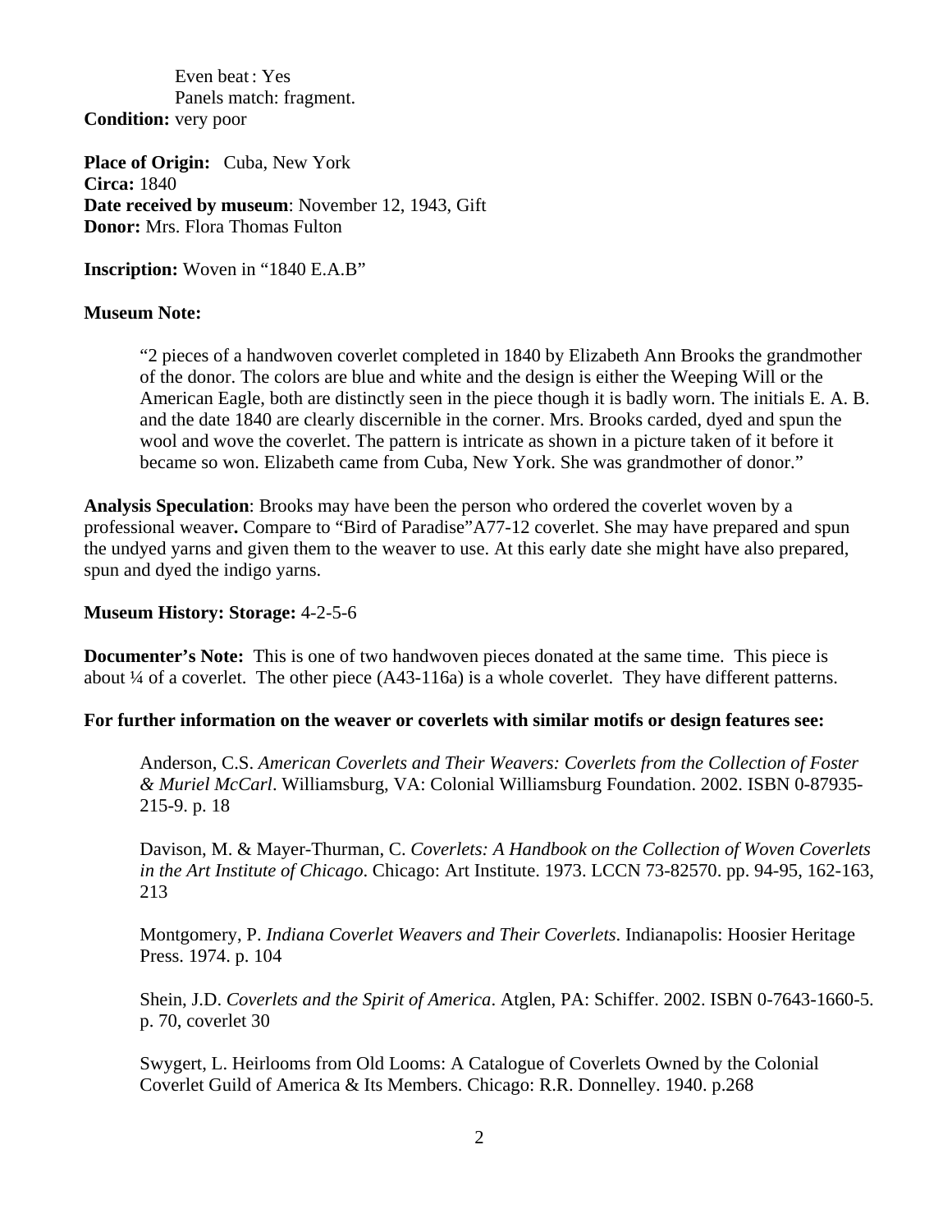Even beat: Yes
Panels match: fragment.

**Condition:** very poor

**Place of Origin:** Cuba, New York
**Circa:** 1840
**Date received by museum**: November 12, 1943, Gift
**Donor:** Mrs. Flora Thomas Fulton

**Inscription:** Woven in "1840 E.A.B"

**Museum Note:**

> "2 pieces of a handwoven coverlet completed in 1840 by Elizabeth Ann Brooks the grandmother of the donor. The colors are blue and white and the design is either the Weeping Will or the American Eagle, both are distinctly seen in the piece though it is badly worn. The initials E. A. B. and the date 1840 are clearly discernible in the corner. Mrs. Brooks carded, dyed and spun the wool and wove the coverlet. The pattern is intricate as shown in a picture taken of it before it became so won. Elizabeth came from Cuba, New York. She was grandmother of donor."

**Analysis Speculation**: Brooks may have been the person who ordered the coverlet woven by a professional weaver**.** Compare to "Bird of Paradise"A77-12 coverlet. She may have prepared and spun the undyed yarns and given them to the weaver to use. At this early date she might have also prepared, spun and dyed the indigo yarns.

**Museum History: Storage:** 4-2-5-6

**Documenter's Note:** This is one of two handwoven pieces donated at the same time. This piece is about ¼ of a coverlet. The other piece (A43-116a) is a whole coverlet. They have different patterns.

**For further information on the weaver or coverlets with similar motifs or design features see:**

Anderson, C.S. *American Coverlets and Their Weavers: Coverlets from the Collection of Foster & Muriel McCarl*. Williamsburg, VA: Colonial Williamsburg Foundation. 2002. ISBN 0-87935-215-9. p. 18

Davison, M. & Mayer-Thurman, C. *Coverlets: A Handbook on the Collection of Woven Coverlets in the Art Institute of Chicago*. Chicago: Art Institute. 1973. LCCN 73-82570. pp. 94-95, 162-163, 213

Montgomery, P. *Indiana Coverlet Weavers and Their Coverlets*. Indianapolis: Hoosier Heritage Press. 1974. p. 104

Shein, J.D. *Coverlets and the Spirit of America*. Atglen, PA: Schiffer. 2002. ISBN 0-7643-1660-5. p. 70, coverlet 30

Swygert, L. Heirlooms from Old Looms: A Catalogue of Coverlets Owned by the Colonial Coverlet Guild of America & Its Members. Chicago: R.R. Donnelley. 1940. p.268